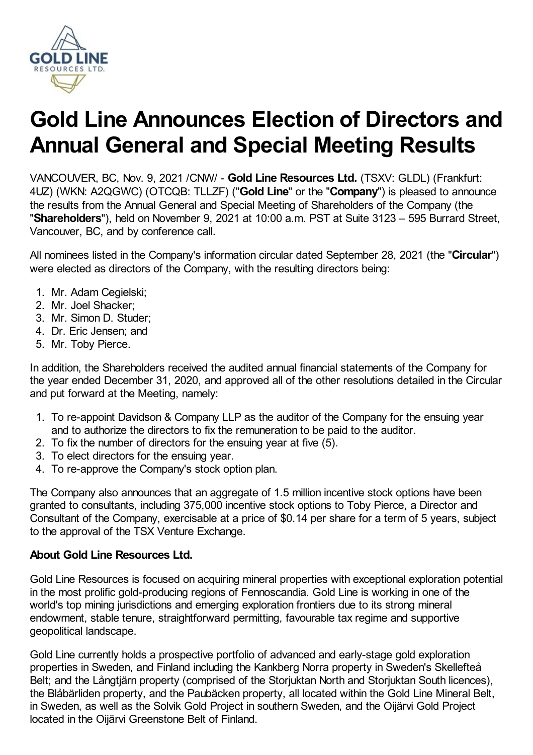# Gold Line Announces Election of Directors and Annual General and Special Meeting Results

VANCOUVER, BC, Nov. 9, 2021 /CNW/ - **Gold Line Resources Ltd.** (TSXV: GLDL) (Frankfurt: 4UZ) (WKN: A2QGWC) (OTCQB: TLLZF) ("**Gold Line**" or the "**Company**") is pleased to announce the results from the Annual General and Special Meeting of Shareholders of the Company (the "**Shareholders**"), held on November 9, 2021 at 10:00 a.m. PST at Suite 3123 – 595 Burrard Street, Vancouver, BC, and by conference call.

All nominees listed in the Company's information circular dated September 28, 2021 (the "**Circular**") were elected as directors of the Company, with the resulting directors being:

1. Mr. Adam Cegielski;
2. Mr. Joel Shacker;
3. Mr. Simon D. Studer;
4. Dr. Eric Jensen; and
5. Mr. Toby Pierce.

In addition, the Shareholders received the audited annual financial statements of the Company for the year ended December 31, 2020, and approved all of the other resolutions detailed in the Circular and put forward at the Meeting, namely:

1. To re-appoint Davidson & Company LLP as the auditor of the Company for the ensuing year and to authorize the directors to fix the remuneration to be paid to the auditor.
2. To fix the number of directors for the ensuing year at five (5).
3. To elect directors for the ensuing year.
4. To re-approve the Company's stock option plan.

The Company also announces that an aggregate of 1.5 million incentive stock options have been granted to consultants, including 375,000 incentive stock options to Toby Pierce, a Director and Consultant of the Company, exercisable at a price of $0.14 per share for a term of 5 years, subject to the approval of the TSX Venture Exchange.

**About Gold Line Resources Ltd.**

Gold Line Resources is focused on acquiring mineral properties with exceptional exploration potential in the most prolific gold-producing regions of Fennoscandia. Gold Line is working in one of the world's top mining jurisdictions and emerging exploration frontiers due to its strong mineral endowment, stable tenure, straightforward permitting, favourable tax regime and supportive geopolitical landscape.

Gold Line currently holds a prospective portfolio of advanced and early-stage gold exploration properties in Sweden, and Finland including the Kankberg Norra property in Sweden's Skellefteå Belt; and the Långtjärn property (comprised of the Storjuktan North and Storjuktan South licences), the Blåbärliden property, and the Paubäcken property, all located within the Gold Line Mineral Belt, in Sweden, as well as the Solvik Gold Project in southern Sweden, and the Oijärvi Gold Project located in the Oijärvi Greenstone Belt of Finland.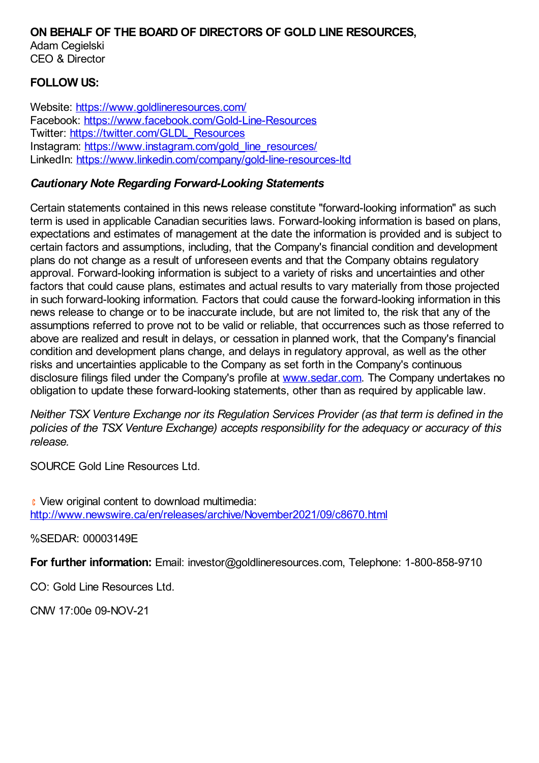**ON BEHALF OF THE BOARD OF DIRECTORS OF GOLD LINE RESOURCES,**
Adam Cegielski
CEO & Director

**FOLLOW US:**

Website: https://www.goldlineresources.com/
Facebook: https://www.facebook.com/Gold-Line-Resources
Twitter: https://twitter.com/GLDL_Resources
Instagram: https://www.instagram.com/gold_line_resources/
LinkedIn: https://www.linkedin.com/company/gold-line-resources-ltd

***Cautionary Note Regarding Forward-Looking Statements***

Certain statements contained in this news release constitute "forward-looking information" as such term is used in applicable Canadian securities laws. Forward-looking information is based on plans, expectations and estimates of management at the date the information is provided and is subject to certain factors and assumptions, including, that the Company's financial condition and development plans do not change as a result of unforeseen events and that the Company obtains regulatory approval. Forward-looking information is subject to a variety of risks and uncertainties and other factors that could cause plans, estimates and actual results to vary materially from those projected in such forward-looking information. Factors that could cause the forward-looking information in this news release to change or to be inaccurate include, but are not limited to, the risk that any of the assumptions referred to prove not to be valid or reliable, that occurrences such as those referred to above are realized and result in delays, or cessation in planned work, that the Company's financial condition and development plans change, and delays in regulatory approval, as well as the other risks and uncertainties applicable to the Company as set forth in the Company's continuous disclosure filings filed under the Company's profile at www.sedar.com. The Company undertakes no obligation to update these forward-looking statements, other than as required by applicable law.

*Neither TSX Venture Exchange nor its Regulation Services Provider (as that term is defined in the policies of the TSX Venture Exchange) accepts responsibility for the adequacy or accuracy of this release.*

SOURCE Gold Line Resources Ltd.

View original content to download multimedia: http://www.newswire.ca/en/releases/archive/November2021/09/c8670.html

%SEDAR: 00003149E

**For further information:** Email: investor@goldlineresources.com, Telephone: 1-800-858-9710

CO: Gold Line Resources Ltd.

CNW 17:00e 09-NOV-21